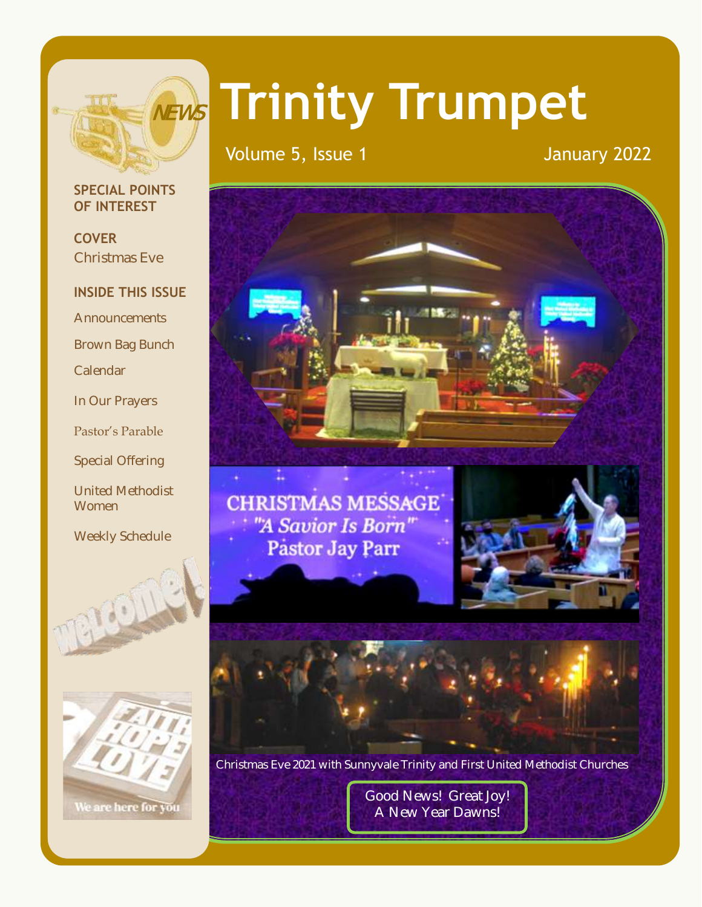# Trinity Trumpet

Volume 5, Issue 1

January 2022

**SPECIAL POINTS OF INTEREST**

**COVER**
Christmas Eve

**INSIDE THIS ISSUE**

- Announcements
- Brown Bag Bunch
- Calendar
- In Our Prayers
- Pastor's Parable
- Special Offering
- United Methodist Women
- Weekly Schedule

CHRISTMAS MESSAGE
"A Savior Is Born"
Pastor Jay Parr

Christmas Eve 2021 with Sunnyvale Trinity and First United Methodist Churches

Good News! Great Joy!
A New Year Dawns!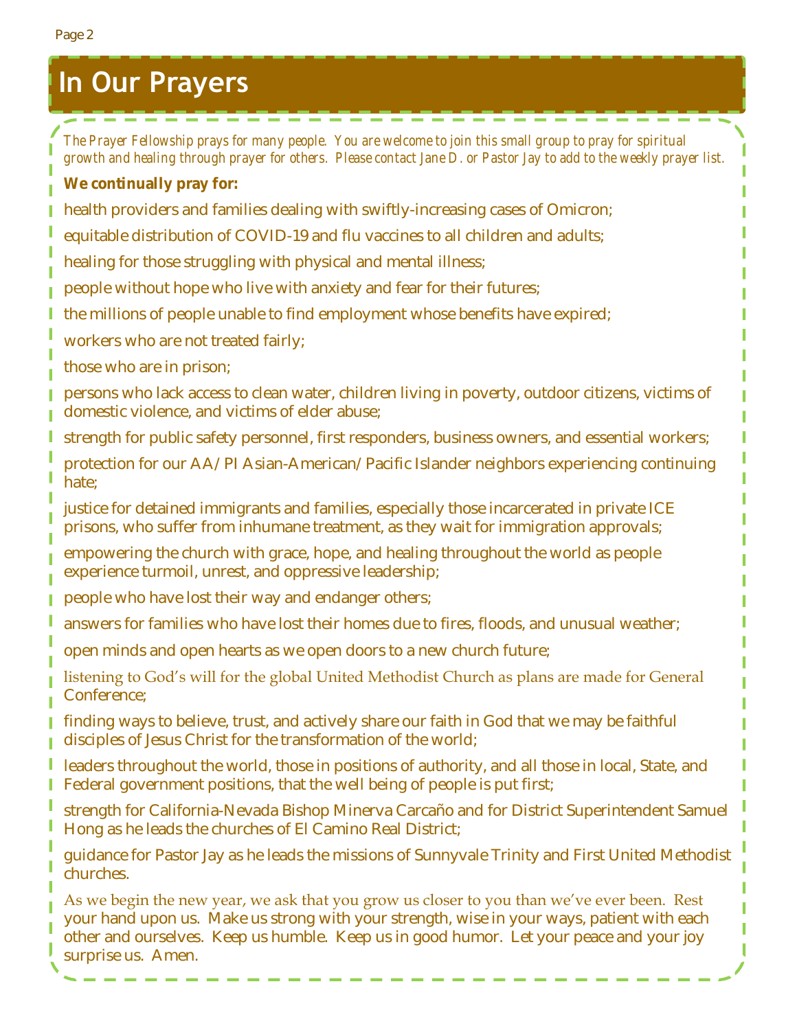# In Our Prayers

*The Prayer Fellowship prays for many people. You are welcome to join this small group to pray for spiritual growth and healing through prayer for others. Please contact Jane D. or Pastor Jay to add to the weekly prayer list.*

**We continually pray for:**

health providers and families dealing with swiftly-increasing cases of Omicron;

equitable distribution of COVID-19 and flu vaccines to all children and adults;

healing for those struggling with physical and mental illness;

people without hope who live with anxiety and fear for their futures;

the millions of people unable to find employment whose benefits have expired;

workers who are not treated fairly;

those who are in prison;

persons who lack access to clean water, children living in poverty, outdoor citizens, victims of domestic violence, and victims of elder abuse;

strength for public safety personnel, first responders, business owners, and essential workers;

protection for our AA/PI Asian-American/Pacific Islander neighbors experiencing continuing hate;

justice for detained immigrants and families, especially those incarcerated in private ICE prisons, who suffer from inhumane treatment, as they wait for immigration approvals;

empowering the church with grace, hope, and healing throughout the world as people experience turmoil, unrest, and oppressive leadership;

people who have lost their way and endanger others;

answers for families who have lost their homes due to fires, floods, and unusual weather;

open minds and open hearts as we open doors to a new church future;

listening to God's will for the global United Methodist Church as plans are made for General Conference;

finding ways to believe, trust, and actively share our faith in God that we may be faithful disciples of Jesus Christ for the transformation of the world;

leaders throughout the world, those in positions of authority, and all those in local, State, and Federal government positions, that the well being of people is put first;

strength for California-Nevada Bishop Minerva Carcaño and for District Superintendent Samuel Hong as he leads the churches of El Camino Real District;

guidance for Pastor Jay as he leads the missions of Sunnyvale Trinity and First United Methodist churches.

As we begin the new year, we ask that you grow us closer to you than we've ever been. Rest your hand upon us. Make us strong with your strength, wise in your ways, patient with each other and ourselves. Keep us humble. Keep us in good humor. Let your peace and your joy surprise us. Amen.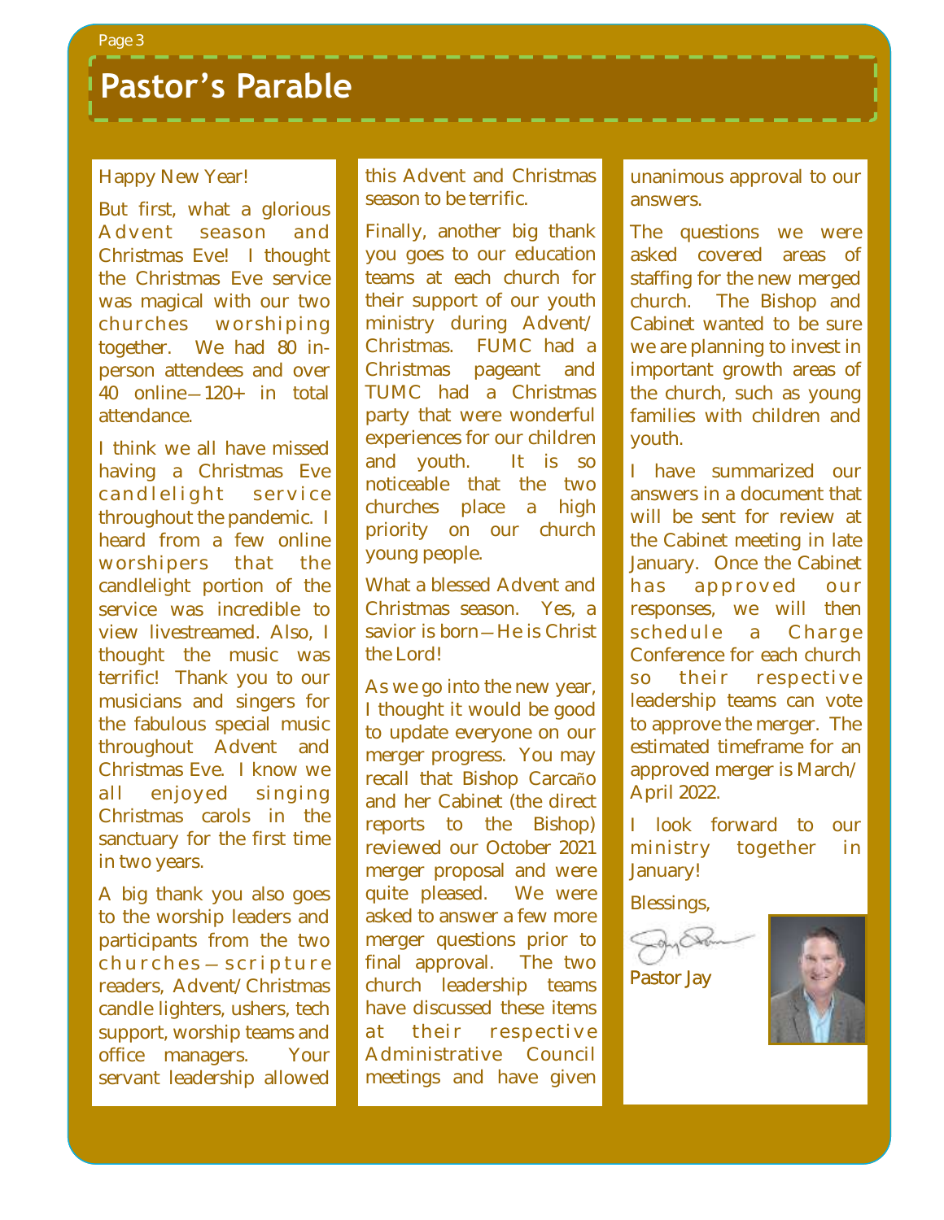# Pastor's Parable

Happy New Year!

But first, what a glorious Advent season and Christmas Eve! I thought the Christmas Eve service was magical with our two churches worshiping together. We had 80 in-person attendees and over 40 online—120+ in total attendance.

I think we all have missed having a Christmas Eve candlelight service throughout the pandemic. I heard from a few online worshipers that the candlelight portion of the service was incredible to view livestreamed. Also, I thought the music was terrific! Thank you to our musicians and singers for the fabulous special music throughout Advent and Christmas Eve. I know we all enjoyed singing Christmas carols in the sanctuary for the first time in two years.

A big thank you also goes to the worship leaders and participants from the two churches—scripture readers, Advent/Christmas candle lighters, ushers, tech support, worship teams and office managers. Your servant leadership allowed this Advent and Christmas season to be terrific.

Finally, another big thank you goes to our education teams at each church for their support of our youth ministry during Advent/Christmas. FUMC had a Christmas pageant and TUMC had a Christmas party that were wonderful experiences for our children and youth. It is so noticeable that the two churches place a high priority on our church young people.

What a blessed Advent and Christmas season. Yes, a savior is born—He is Christ the Lord!

As we go into the new year, I thought it would be good to update everyone on our merger progress. You may recall that Bishop Carcaño and her Cabinet (the direct reports to the Bishop) reviewed our October 2021 merger proposal and were quite pleased. We were asked to answer a few more merger questions prior to final approval. The two church leadership teams have discussed these items at their respective Administrative Council meetings and have given unanimous approval to our answers.

The questions we were asked covered areas of staffing for the new merged church. The Bishop and Cabinet wanted to be sure we are planning to invest in important growth areas of the church, such as young families with children and youth.

I have summarized our answers in a document that will be sent for review at the Cabinet meeting in late January. Once the Cabinet has approved our responses, we will then schedule a Charge Conference for each church so their respective leadership teams can vote to approve the merger. The estimated timeframe for an approved merger is March/April 2022.

I look forward to our ministry together in January!

Blessings,

Pastor Jay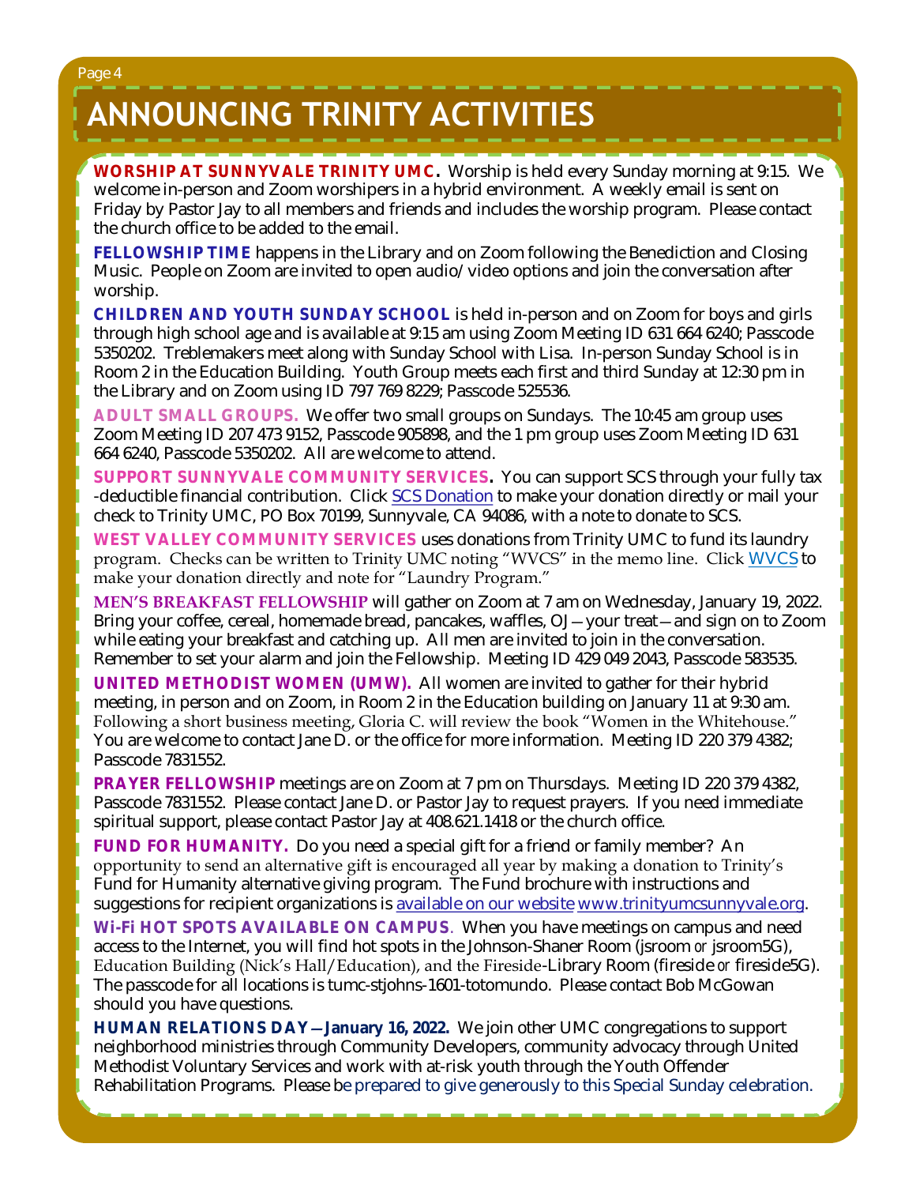# ANNOUNCING TRINITY ACTIVITIES

**WORSHIP AT SUNNYVALE TRINITY UMC.** Worship is held every Sunday morning at 9:15. We welcome in-person and Zoom worshipers in a hybrid environment. A weekly email is sent on Friday by Pastor Jay to all members and friends and includes the worship program. Please contact the church office to be added to the email.

**FELLOWSHIP TIME** happens in the Library and on Zoom following the Benediction and Closing Music. People on Zoom are invited to open audio/video options and join the conversation after worship.

**CHILDREN AND YOUTH SUNDAY SCHOOL** is held in-person and on Zoom for boys and girls through high school age and is available at 9:15 am using Zoom Meeting ID 631 664 6240; Passcode 5350202. Treblemakers meet along with Sunday School with Lisa. In-person Sunday School is in Room 2 in the Education Building. Youth Group meets each first and third Sunday at 12:30 pm in the Library and on Zoom using ID 797 769 8229; Passcode 525536.

**ADULT SMALL GROUPS.** We offer two small groups on Sundays. The 10:45 am group uses Zoom Meeting ID 207 473 9152, Passcode 905898, and the 1 pm group uses Zoom Meeting ID 631 664 6240, Passcode 5350202. All are welcome to attend.

**SUPPORT SUNNYVALE COMMUNITY SERVICES.** You can support SCS through your fully tax-deductible financial contribution. Click SCS Donation to make your donation directly or mail your check to Trinity UMC, PO Box 70199, Sunnyvale, CA 94086, with a note to donate to SCS.

**WEST VALLEY COMMUNITY SERVICES** uses donations from Trinity UMC to fund its laundry program. Checks can be written to Trinity UMC noting "WVCS" in the memo line. Click WVCS to make your donation directly and note for "Laundry Program."

**MEN'S BREAKFAST FELLOWSHIP** will gather on Zoom at 7 am on Wednesday, January 19, 2022. Bring your coffee, cereal, homemade bread, pancakes, waffles, OJ—your treat—and sign on to Zoom while eating your breakfast and catching up. All men are invited to join in the conversation. Remember to set your alarm and join the Fellowship. Meeting ID 429 049 2043, Passcode 583535.

**UNITED METHODIST WOMEN (UMW).** All women are invited to gather for their hybrid meeting, in person and on Zoom, in Room 2 in the Education building on January 11 at 9:30 am. Following a short business meeting, Gloria C. will review the book "Women in the Whitehouse." You are welcome to contact Jane D. or the office for more information. Meeting ID 220 379 4382; Passcode 7831552.

**PRAYER FELLOWSHIP** meetings are on Zoom at 7 pm on Thursdays. Meeting ID 220 379 4382, Passcode 7831552. Please contact Jane D. or Pastor Jay to request prayers. If you need immediate spiritual support, please contact Pastor Jay at 408.621.1418 or the church office.

**FUND FOR HUMANITY.** Do you need a special gift for a friend or family member? An opportunity to send an alternative gift is encouraged all year by making a donation to Trinity's Fund for Humanity alternative giving program. The Fund brochure with instructions and suggestions for recipient organizations is available on our website www.trinityumcsunnyvale.org.

**Wi-Fi HOT SPOTS AVAILABLE ON CAMPUS**. When you have meetings on campus and need access to the Internet, you will find hot spots in the Johnson-Shaner Room (jsroom or jsroom5G), Education Building (Nick's Hall/Education), and the Fireside-Library Room (fireside or fireside5G). The passcode for all locations is tumc-stjohns-1601-totomundo. Please contact Bob McGowan should you have questions.

**HUMAN RELATIONS DAY—January 16, 2022.** We join other UMC congregations to support neighborhood ministries through Community Developers, community advocacy through United Methodist Voluntary Services and work with at-risk youth through the Youth Offender Rehabilitation Programs. Please be prepared to give generously to this Special Sunday celebration.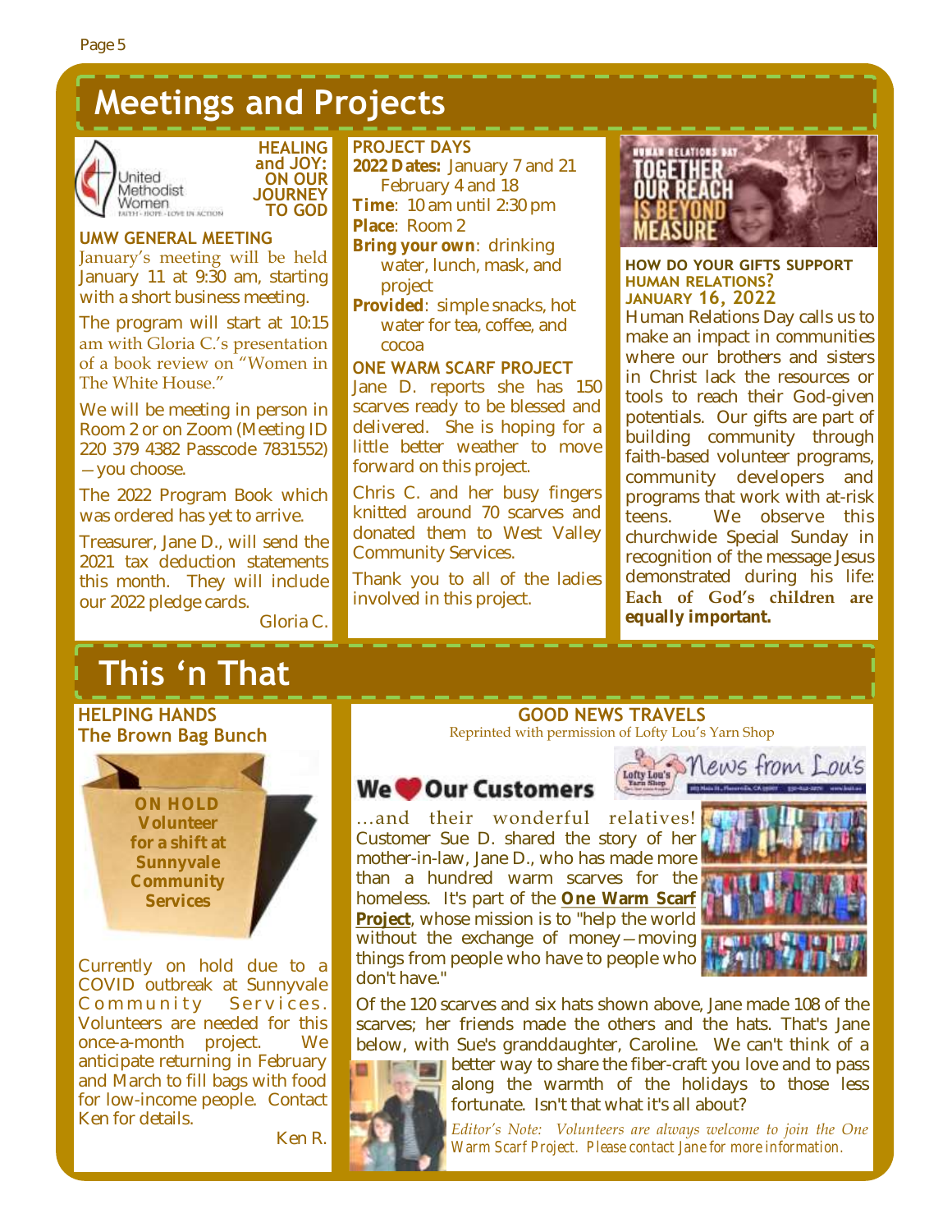# Meetings and Projects

**HEALING and JOY: ON OUR JOURNEY TO GOD**

### UMW GENERAL MEETING

January's meeting will be held January 11 at 9:30 am, starting with a short business meeting.

The program will start at 10:15 am with Gloria C.'s presentation of a book review on "Women in The White House."

We will be meeting in person in Room 2 or on Zoom (Meeting ID 220 379 4382 Passcode 7831552)—you choose.

The 2022 Program Book which was ordered has yet to arrive.

Treasurer, Jane D., will send the 2021 tax deduction statements this month. They will include our 2022 pledge cards.

Gloria C.

### PROJECT DAYS

**2022 Dates:** January 7 and 21
February 4 and 18
**Time**: 10 am until 2:30 pm
**Place**: Room 2
**Bring your own**: drinking water, lunch, mask, and project
**Provided**: simple snacks, hot water for tea, coffee, and cocoa

### ONE WARM SCARF PROJECT

Jane D. reports she has 150 scarves ready to be blessed and delivered. She is hoping for a little better weather to move forward on this project.

Chris C. and her busy fingers knitted around 70 scarves and donated them to West Valley Community Services.

Thank you to all of the ladies involved in this project.

HUMAN RELATIONS DAY — TOGETHER OUR REACH IS BEYOND MEASURE

### HOW DO YOUR GIFTS SUPPORT HUMAN RELATIONS? JANUARY 16, 2022

Human Relations Day calls us to make an impact in communities where our brothers and sisters in Christ lack the resources or tools to reach their God-given potentials. Our gifts are part of building community through faith-based volunteer programs, community developers and programs that work with at-risk teens. We observe this churchwide Special Sunday in recognition of the message Jesus demonstrated during his life: **Each of God's children are equally important.**

# This 'n That

### HELPING HANDS
### The Brown Bag Bunch

**ON HOLD Volunteer for a shift at Sunnyvale Community Services**

Currently on hold due to a COVID outbreak at Sunnyvale Community Services. Volunteers are needed for this once-a-month project. We anticipate returning in February and March to fill bags with food for low-income people. Contact Ken for details.

Ken R.

### GOOD NEWS TRAVELS

Reprinted with permission of Lofty Lou's Yarn Shop

**We ❤ Our Customers**

News from Lou's

…and their wonderful relatives! Customer Sue D. shared the story of her mother-in-law, Jane D., who has made more than a hundred warm scarves for the homeless. It's part of the **One Warm Scarf Project**, whose mission is to "help the world without the exchange of money—moving things from people who have to people who don't have."

Of the 120 scarves and six hats shown above, Jane made 108 of the scarves; her friends made the others and the hats. That's Jane below, with Sue's granddaughter, Caroline. We can't think of a better way to share the fiber-craft you love and to pass along the warmth of the holidays to those less fortunate. Isn't that what it's all about?

*Editor's Note: Volunteers are always welcome to join the One Warm Scarf Project. Please contact Jane for more information.*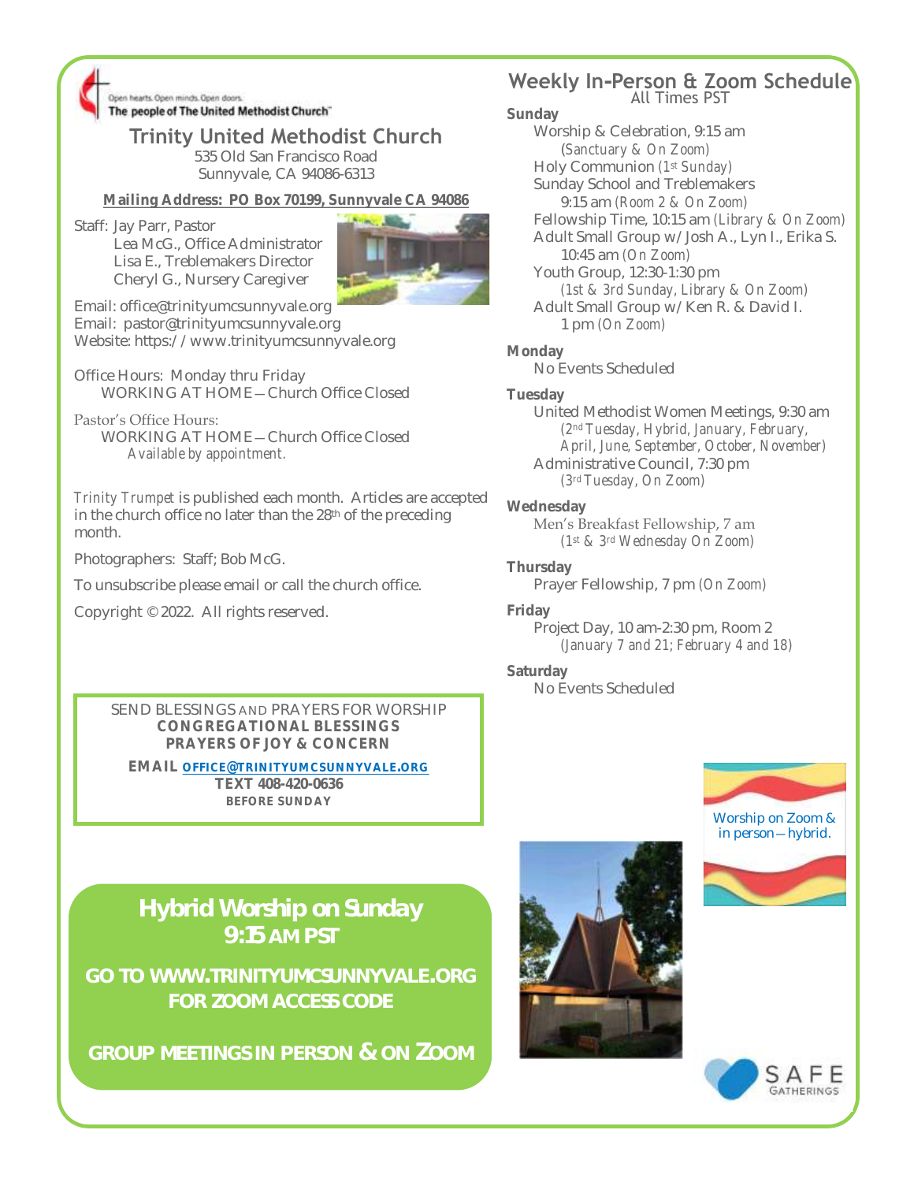Open hearts. Open minds. Open doors.
The people of The United Methodist Church™

## Trinity United Methodist Church

535 Old San Francisco Road
Sunnyvale, CA 94086-6313

**Mailing Address: PO Box 70199, Sunnyvale CA 94086**

Staff: Jay Parr, Pastor
Lea McG., Office Administrator
Lisa E., Treblemakers Director
Cheryl G., Nursery Caregiver

Email: office@trinityumcsunnyvale.org
Email: pastor@trinityumcsunnyvale.org
Website: https://www.trinityumcsunnyvale.org

Office Hours: Monday thru Friday
WORKING AT HOME—Church Office Closed

Pastor's Office Hours:
WORKING AT HOME—Church Office Closed
*Available by appointment.*

*Trinity Trumpet* is published each month. Articles are accepted in the church office no later than the 28th of the preceding month.

Photographers: Staff; Bob McG.

To unsubscribe please email or call the church office.

Copyright © 2022. All rights reserved.

SEND BLESSINGS AND PRAYERS FOR WORSHIP
**CONGREGATIONAL BLESSINGS**
**PRAYERS OF JOY & CONCERN**
**EMAIL OFFICE@TRINITYUMCSUNNYVALE.ORG**
**TEXT 408-420-0636**
**BEFORE SUNDAY**

## Hybrid Worship on Sunday 9:15 AM PST

**GO TO WWW.TRINITYUMCSUNNYVALE.ORG FOR ZOOM ACCESS CODE**

**GROUP MEETINGS IN PERSON & ON ZOOM**

## Weekly In-Person & Zoom Schedule

All Times PST

**Sunday**
- Worship & Celebration, 9:15 am *(Sanctuary & On Zoom)*
- Holy Communion *(1st Sunday)*
- Sunday School and Treblemakers 9:15 am *(Room 2 & On Zoom)*
- Fellowship Time, 10:15 am *(Library & On Zoom)*
- Adult Small Group w/ Josh A., Lyn I., Erika S. 10:45 am *(On Zoom)*
- Youth Group, 12:30-1:30 pm *(1st & 3rd Sunday, Library & On Zoom)*
- Adult Small Group w/ Ken R. & David I. 1 pm *(On Zoom)*

**Monday**
- No Events Scheduled

**Tuesday**
- United Methodist Women Meetings, 9:30 am *(2nd Tuesday, Hybrid, January, February, April, June, September, October, November)*
- Administrative Council, 7:30 pm *(3rd Tuesday, On Zoom)*

**Wednesday**
- Men's Breakfast Fellowship, 7 am *(1st & 3rd Wednesday On Zoom)*

**Thursday**
- Prayer Fellowship, 7 pm *(On Zoom)*

**Friday**
- Project Day, 10 am-2:30 pm, Room 2 *(January 7 and 21; February 4 and 18)*

**Saturday**
- No Events Scheduled

Worship on Zoom & in person—hybrid.

SAFE GATHERINGS